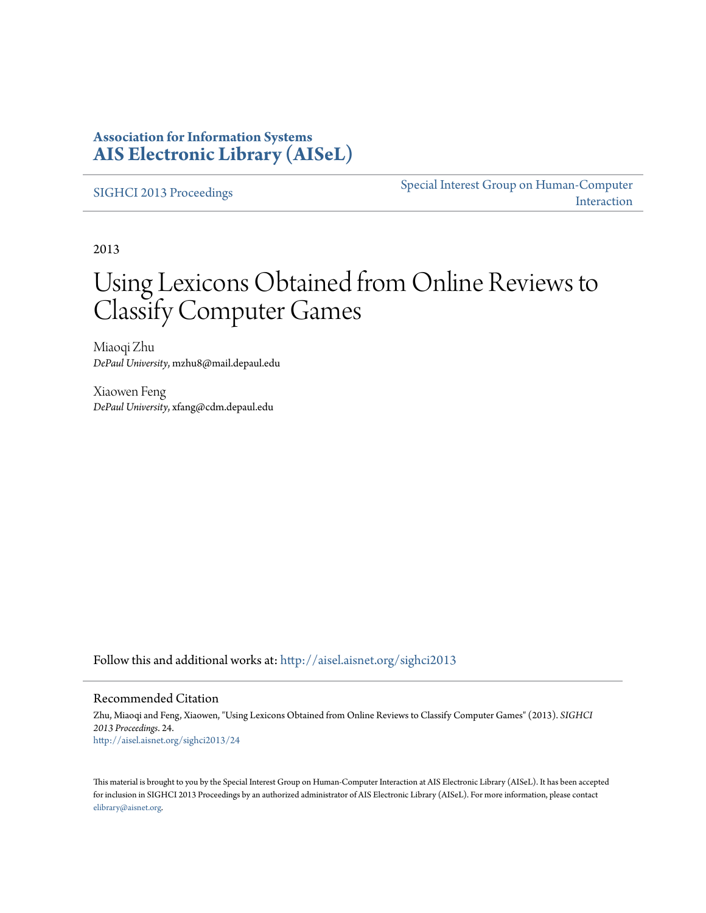**Association for Information Systems**
**AIS Electronic Library (AISeL)**

SIGHCI 2013 Proceedings

Special Interest Group on Human-Computer Interaction

2013

# Using Lexicons Obtained from Online Reviews to Classify Computer Games

Miaoqi Zhu
*DePaul University*, mzhu8@mail.depaul.edu

Xiaowen Feng
*DePaul University*, xfang@cdm.depaul.edu

Follow this and additional works at: http://aisel.aisnet.org/sighci2013

## Recommended Citation

Zhu, Miaoqi and Feng, Xiaowen, "Using Lexicons Obtained from Online Reviews to Classify Computer Games" (2013). *SIGHCI 2013 Proceedings*. 24.
http://aisel.aisnet.org/sighci2013/24

This material is brought to you by the Special Interest Group on Human-Computer Interaction at AIS Electronic Library (AISeL). It has been accepted for inclusion in SIGHCI 2013 Proceedings by an authorized administrator of AIS Electronic Library (AISeL). For more information, please contact elibrary@aisnet.org.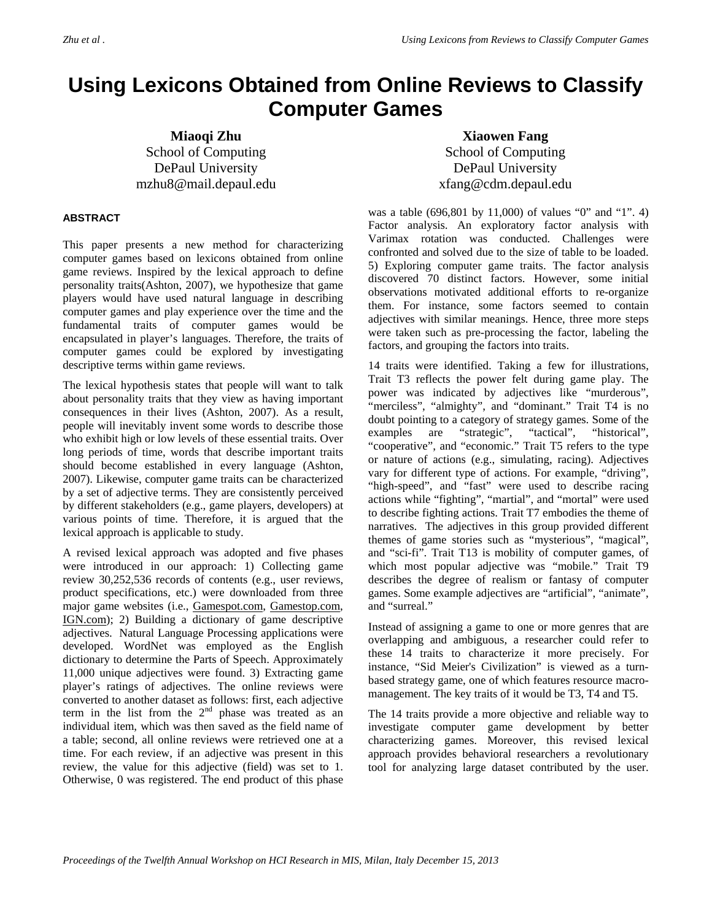# Using Lexicons Obtained from Online Reviews to Classify Computer Games

**Miaoqi Zhu**
School of Computing
DePaul University
mzhu8@mail.depaul.edu

**Xiaowen Fang**
School of Computing
DePaul University
xfang@cdm.depaul.edu

## ABSTRACT

This paper presents a new method for characterizing computer games based on lexicons obtained from online game reviews. Inspired by the lexical approach to define personality traits(Ashton, 2007), we hypothesize that game players would have used natural language in describing computer games and play experience over the time and the fundamental traits of computer games would be encapsulated in player's languages. Therefore, the traits of computer games could be explored by investigating descriptive terms within game reviews.

The lexical hypothesis states that people will want to talk about personality traits that they view as having important consequences in their lives (Ashton, 2007). As a result, people will inevitably invent some words to describe those who exhibit high or low levels of these essential traits. Over long periods of time, words that describe important traits should become established in every language (Ashton, 2007). Likewise, computer game traits can be characterized by a set of adjective terms. They are consistently perceived by different stakeholders (e.g., game players, developers) at various points of time. Therefore, it is argued that the lexical approach is applicable to study.

A revised lexical approach was adopted and five phases were introduced in our approach: 1) Collecting game review 30,252,536 records of contents (e.g., user reviews, product specifications, etc.) were downloaded from three major game websites (i.e., Gamespot.com, Gamestop.com, IGN.com); 2) Building a dictionary of game descriptive adjectives. Natural Language Processing applications were developed. WordNet was employed as the English dictionary to determine the Parts of Speech. Approximately 11,000 unique adjectives were found. 3) Extracting game player's ratings of adjectives. The online reviews were converted to another dataset as follows: first, each adjective term in the list from the 2nd phase was treated as an individual item, which was then saved as the field name of a table; second, all online reviews were retrieved one at a time. For each review, if an adjective was present in this review, the value for this adjective (field) was set to 1. Otherwise, 0 was registered. The end product of this phase was a table (696,801 by 11,000) of values "0" and "1". 4) Factor analysis. An exploratory factor analysis with Varimax rotation was conducted. Challenges were confronted and solved due to the size of table to be loaded. 5) Exploring computer game traits. The factor analysis discovered 70 distinct factors. However, some initial observations motivated additional efforts to re-organize them. For instance, some factors seemed to contain adjectives with similar meanings. Hence, three more steps were taken such as pre-processing the factor, labeling the factors, and grouping the factors into traits.

14 traits were identified. Taking a few for illustrations, Trait T3 reflects the power felt during game play. The power was indicated by adjectives like "murderous", "merciless", "almighty", and "dominant." Trait T4 is no doubt pointing to a category of strategy games. Some of the examples are "strategic", "tactical", "historical", "cooperative", and "economic." Trait T5 refers to the type or nature of actions (e.g., simulating, racing). Adjectives vary for different type of actions. For example, "driving", "high-speed", and "fast" were used to describe racing actions while "fighting", "martial", and "mortal" were used to describe fighting actions. Trait T7 embodies the theme of narratives. The adjectives in this group provided different themes of game stories such as "mysterious", "magical", and "sci-fi". Trait T13 is mobility of computer games, of which most popular adjective was "mobile." Trait T9 describes the degree of realism or fantasy of computer games. Some example adjectives are "artificial", "animate", and "surreal."

Instead of assigning a game to one or more genres that are overlapping and ambiguous, a researcher could refer to these 14 traits to characterize it more precisely. For instance, "Sid Meier's Civilization" is viewed as a turn-based strategy game, one of which features resource macro-management. The key traits of it would be T3, T4 and T5.

The 14 traits provide a more objective and reliable way to investigate computer game development by better characterizing games. Moreover, this revised lexical approach provides behavioral researchers a revolutionary tool for analyzing large dataset contributed by the user.